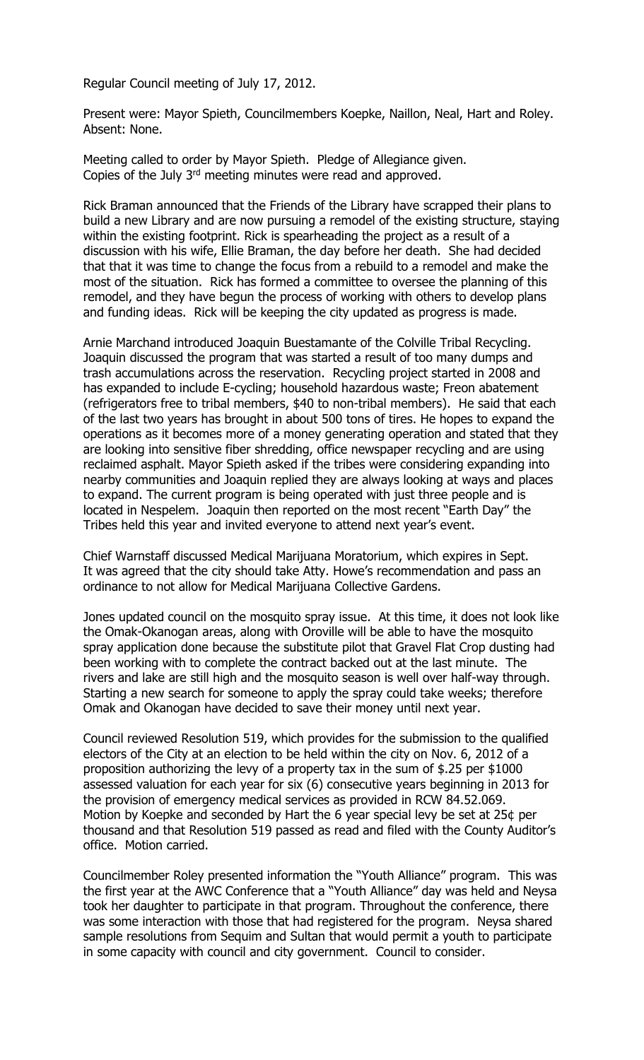Regular Council meeting of July 17, 2012.

Present were: Mayor Spieth, Councilmembers Koepke, Naillon, Neal, Hart and Roley. Absent: None.

Meeting called to order by Mayor Spieth. Pledge of Allegiance given.
Copies of the July 3rd meeting minutes were read and approved.

Rick Braman announced that the Friends of the Library have scrapped their plans to build a new Library and are now pursuing a remodel of the existing structure, staying within the existing footprint. Rick is spearheading the project as a result of a discussion with his wife, Ellie Braman, the day before her death. She had decided that that it was time to change the focus from a rebuild to a remodel and make the most of the situation. Rick has formed a committee to oversee the planning of this remodel, and they have begun the process of working with others to develop plans and funding ideas. Rick will be keeping the city updated as progress is made.

Arnie Marchand introduced Joaquin Buestamante of the Colville Tribal Recycling. Joaquin discussed the program that was started a result of too many dumps and trash accumulations across the reservation. Recycling project started in 2008 and has expanded to include E-cycling; household hazardous waste; Freon abatement (refrigerators free to tribal members, $40 to non-tribal members). He said that each of the last two years has brought in about 500 tons of tires. He hopes to expand the operations as it becomes more of a money generating operation and stated that they are looking into sensitive fiber shredding, office newspaper recycling and are using reclaimed asphalt. Mayor Spieth asked if the tribes were considering expanding into nearby communities and Joaquin replied they are always looking at ways and places to expand. The current program is being operated with just three people and is located in Nespelem. Joaquin then reported on the most recent "Earth Day" the Tribes held this year and invited everyone to attend next year's event.

Chief Warnstaff discussed Medical Marijuana Moratorium, which expires in Sept. It was agreed that the city should take Atty. Howe's recommendation and pass an ordinance to not allow for Medical Marijuana Collective Gardens.

Jones updated council on the mosquito spray issue. At this time, it does not look like the Omak-Okanogan areas, along with Oroville will be able to have the mosquito spray application done because the substitute pilot that Gravel Flat Crop dusting had been working with to complete the contract backed out at the last minute. The rivers and lake are still high and the mosquito season is well over half-way through. Starting a new search for someone to apply the spray could take weeks; therefore Omak and Okanogan have decided to save their money until next year.

Council reviewed Resolution 519, which provides for the submission to the qualified electors of the City at an election to be held within the city on Nov. 6, 2012 of a proposition authorizing the levy of a property tax in the sum of $.25 per $1000 assessed valuation for each year for six (6) consecutive years beginning in 2013 for the provision of emergency medical services as provided in RCW 84.52.069. Motion by Koepke and seconded by Hart the 6 year special levy be set at 25¢ per thousand and that Resolution 519 passed as read and filed with the County Auditor's office. Motion carried.

Councilmember Roley presented information the "Youth Alliance" program. This was the first year at the AWC Conference that a "Youth Alliance" day was held and Neysa took her daughter to participate in that program. Throughout the conference, there was some interaction with those that had registered for the program. Neysa shared sample resolutions from Sequim and Sultan that would permit a youth to participate in some capacity with council and city government. Council to consider.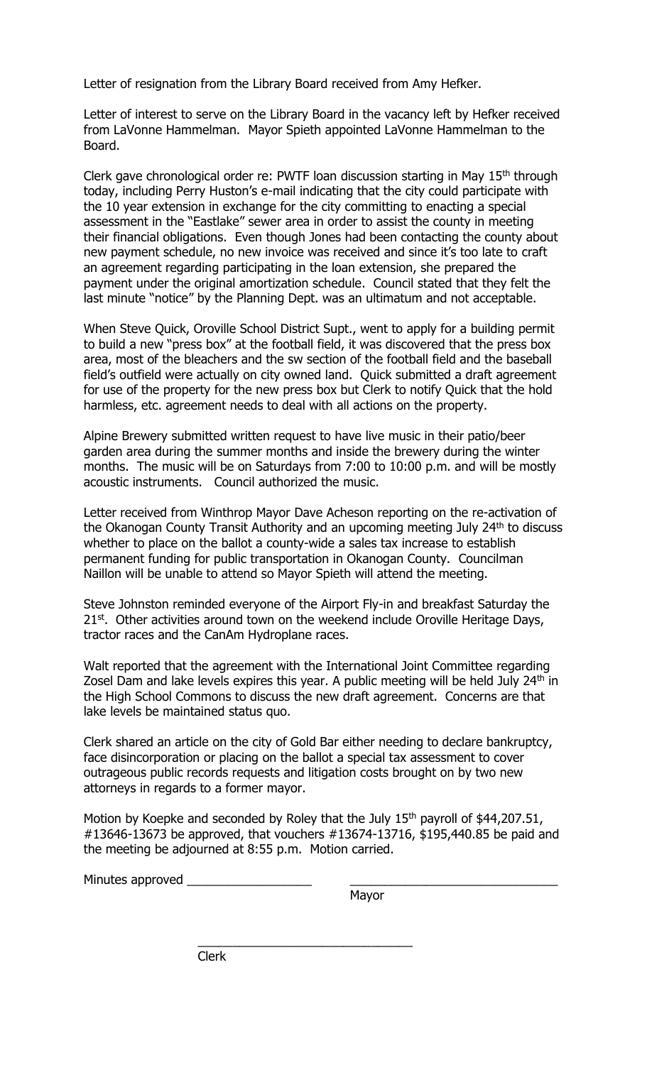Letter of resignation from the Library Board received from Amy Hefker.

Letter of interest to serve on the Library Board in the vacancy left by Hefker received from LaVonne Hammelman. Mayor Spieth appointed LaVonne Hammelman to the Board.

Clerk gave chronological order re: PWTF loan discussion starting in May 15th through today, including Perry Huston's e-mail indicating that the city could participate with the 10 year extension in exchange for the city committing to enacting a special assessment in the "Eastlake" sewer area in order to assist the county in meeting their financial obligations. Even though Jones had been contacting the county about new payment schedule, no new invoice was received and since it's too late to craft an agreement regarding participating in the loan extension, she prepared the payment under the original amortization schedule. Council stated that they felt the last minute "notice" by the Planning Dept. was an ultimatum and not acceptable.

When Steve Quick, Oroville School District Supt., went to apply for a building permit to build a new "press box" at the football field, it was discovered that the press box area, most of the bleachers and the sw section of the football field and the baseball field's outfield were actually on city owned land. Quick submitted a draft agreement for use of the property for the new press box but Clerk to notify Quick that the hold harmless, etc. agreement needs to deal with all actions on the property.

Alpine Brewery submitted written request to have live music in their patio/beer garden area during the summer months and inside the brewery during the winter months. The music will be on Saturdays from 7:00 to 10:00 p.m. and will be mostly acoustic instruments. Council authorized the music.

Letter received from Winthrop Mayor Dave Acheson reporting on the re-activation of the Okanogan County Transit Authority and an upcoming meeting July 24th to discuss whether to place on the ballot a county-wide a sales tax increase to establish permanent funding for public transportation in Okanogan County. Councilman Naillon will be unable to attend so Mayor Spieth will attend the meeting.

Steve Johnston reminded everyone of the Airport Fly-in and breakfast Saturday the 21st. Other activities around town on the weekend include Oroville Heritage Days, tractor races and the CanAm Hydroplane races.

Walt reported that the agreement with the International Joint Committee regarding Zosel Dam and lake levels expires this year. A public meeting will be held July 24th in the High School Commons to discuss the new draft agreement. Concerns are that lake levels be maintained status quo.

Clerk shared an article on the city of Gold Bar either needing to declare bankruptcy, face disincorporation or placing on the ballot a special tax assessment to cover outrageous public records requests and litigation costs brought on by two new attorneys in regards to a former mayor.

Motion by Koepke and seconded by Roley that the July 15th payroll of $44,207.51, #13646-13673 be approved, that vouchers #13674-13716, $195,440.85 be paid and the meeting be adjourned at 8:55 p.m. Motion carried.

Minutes approved ___________________ _______________________________
Mayor

_______________________________
Clerk